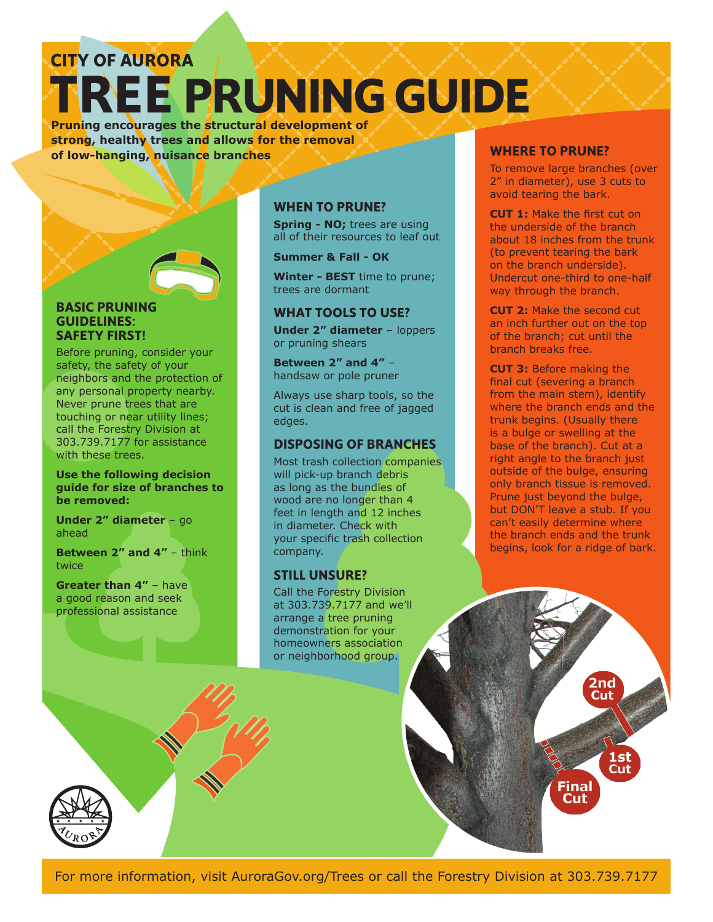## CITY OF AURORA

# TREE PRUNING GUIDE

**Pruning encourages the structural development of strong, healthy trees and allows for the removal of low-hanging, nuisance branches**

### BASIC PRUNING GUIDELINES: SAFETY FIRST!

Before pruning, consider your safety, the safety of your neighbors and the protection of any personal property nearby. Never prune trees that are touching or near utility lines; call the Forestry Division at 303.739.7177 for assistance with these trees.

**Use the following decision guide for size of branches to be removed:**

**Under 2" diameter** – go ahead

**Between 2" and 4"** – think twice

**Greater than 4"** – have a good reason and seek professional assistance

### WHEN TO PRUNE?

**Spring - NO;** trees are using all of their resources to leaf out

**Summer & Fall - OK**

**Winter - BEST** time to prune; trees are dormant

### WHAT TOOLS TO USE?

**Under 2" diameter** – loppers or pruning shears

**Between 2" and 4"** – handsaw or pole pruner

Always use sharp tools, so the cut is clean and free of jagged edges.

### DISPOSING OF BRANCHES

Most trash collection companies will pick-up branch debris as long as the bundles of wood are no longer than 4 feet in length and 12 inches in diameter. Check with your specific trash collection company.

### STILL UNSURE?

Call the Forestry Division at 303.739.7177 and we'll arrange a tree pruning demonstration for your homeowners association or neighborhood group.

### WHERE TO PRUNE?

To remove large branches (over 2" in diameter), use 3 cuts to avoid tearing the bark.

**CUT 1:** Make the first cut on the underside of the branch about 18 inches from the trunk (to prevent tearing the bark on the branch underside). Undercut one-third to one-half way through the branch.

**CUT 2:** Make the second cut an inch further out on the top of the branch; cut until the branch breaks free.

**CUT 3:** Before making the final cut (severing a branch from the main stem), identify where the branch ends and the trunk begins. (Usually there is a bulge or swelling at the base of the branch). Cut at a right angle to the branch just outside of the bulge, ensuring only branch tissue is removed. Prune just beyond the bulge, but DON'T leave a stub. If you can't easily determine where the branch ends and the trunk begins, look for a ridge of bark.

2nd Cut

1st Cut

Final Cut

For more information, visit AuroraGov.org/Trees or call the Forestry Division at 303.739.7177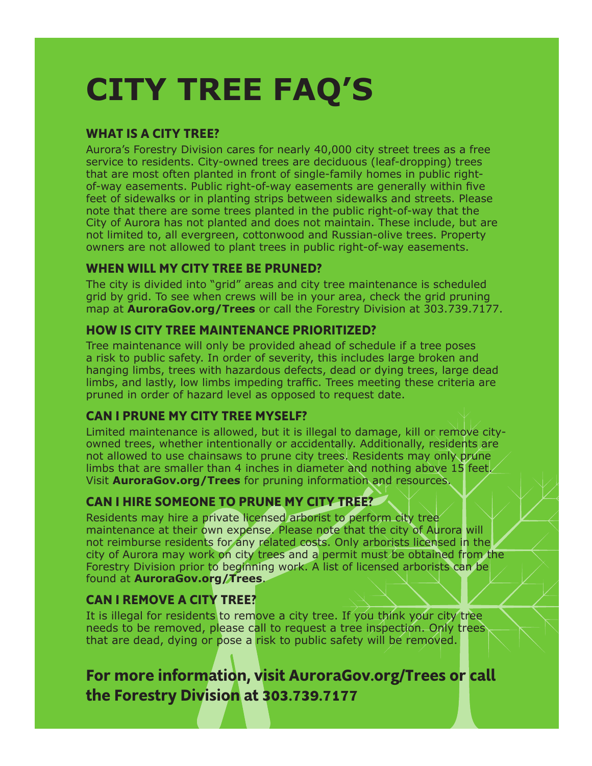# CITY TREE FAQ'S

### WHAT IS A CITY TREE?

Aurora's Forestry Division cares for nearly 40,000 city street trees as a free service to residents. City-owned trees are deciduous (leaf-dropping) trees that are most often planted in front of single-family homes in public right-of-way easements. Public right-of-way easements are generally within five feet of sidewalks or in planting strips between sidewalks and streets. Please note that there are some trees planted in the public right-of-way that the City of Aurora has not planted and does not maintain. These include, but are not limited to, all evergreen, cottonwood and Russian-olive trees. Property owners are not allowed to plant trees in public right-of-way easements.

### WHEN WILL MY CITY TREE BE PRUNED?

The city is divided into "grid" areas and city tree maintenance is scheduled grid by grid. To see when crews will be in your area, check the grid pruning map at **AuroraGov.org/Trees** or call the Forestry Division at 303.739.7177.

### HOW IS CITY TREE MAINTENANCE PRIORITIZED?

Tree maintenance will only be provided ahead of schedule if a tree poses a risk to public safety. In order of severity, this includes large broken and hanging limbs, trees with hazardous defects, dead or dying trees, large dead limbs, and lastly, low limbs impeding traffic. Trees meeting these criteria are pruned in order of hazard level as opposed to request date.

### CAN I PRUNE MY CITY TREE MYSELF?

Limited maintenance is allowed, but it is illegal to damage, kill or remove city-owned trees, whether intentionally or accidentally. Additionally, residents are not allowed to use chainsaws to prune city trees. Residents may only prune limbs that are smaller than 4 inches in diameter and nothing above 15 feet. Visit **AuroraGov.org/Trees** for pruning information and resources.

### CAN I HIRE SOMEONE TO PRUNE MY CITY TREE?

Residents may hire a private licensed arborist to perform city tree maintenance at their own expense. Please note that the city of Aurora will not reimburse residents for any related costs. Only arborists licensed in the city of Aurora may work on city trees and a permit must be obtained from the Forestry Division prior to beginning work. A list of licensed arborists can be found at **AuroraGov.org/Trees**.

### CAN I REMOVE A CITY TREE?

It is illegal for residents to remove a city tree. If you think your city tree needs to be removed, please call to request a tree inspection. Only trees that are dead, dying or pose a risk to public safety will be removed.

## For more information, visit AuroraGov.org/Trees or call the Forestry Division at 303.739.7177